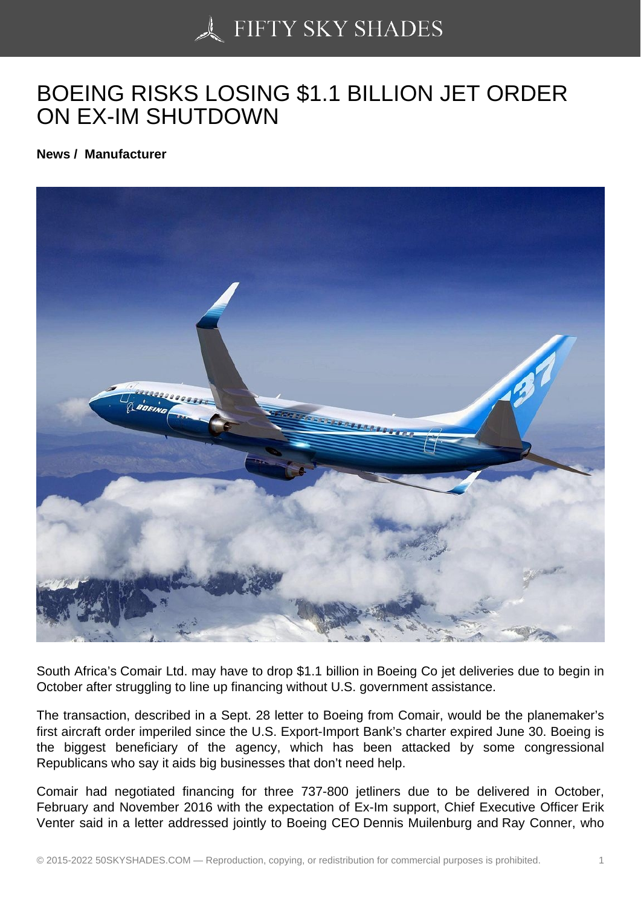# BOEING RISKS LOSING $1.1 BILLION JET ORDER ON EX-IM SHUTDOWN

**News / Manufacturer**

South Africa's Comair Ltd. may have to drop $1.1 billion in Boeing Co jet deliveries due to begin in October after struggling to line up financing without U.S. government assistance.

The transaction, described in a Sept. 28 letter to Boeing from Comair, would be the planemaker's first aircraft order imperiled since the U.S. Export-Import Bank's charter expired June 30. Boeing is the biggest beneficiary of the agency, which has been attacked by some congressional Republicans who say it aids big businesses that don't need help.

Comair had negotiated financing for three 737-800 jetliners due to be delivered in October, February and November 2016 with the expectation of Ex-Im support, Chief Executive Officer Erik Venter said in a letter addressed jointly to Boeing CEO Dennis Muilenburg and Ray Conner, who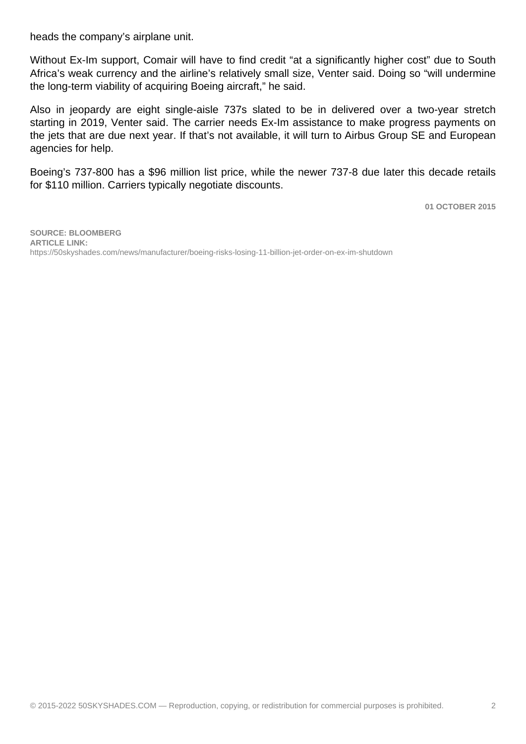heads the company's airplane unit.

Without Ex-Im support, Comair will have to find credit "at a significantly higher cost" due to South Africa's weak currency and the airline's relatively small size, Venter said. Doing so "will undermine the long-term viability of acquiring Boeing aircraft," he said.

Also in jeopardy are eight single-aisle 737s slated to be in delivered over a two-year stretch starting in 2019, Venter said. The carrier needs Ex-Im assistance to make progress payments on the jets that are due next year. If that's not available, it will turn to Airbus Group SE and European agencies for help.

Boeing's 737-800 has a $96 million list price, while the newer 737-8 due later this decade retails for $110 million. Carriers typically negotiate discounts.

**01 OCTOBER 2015**

**SOURCE: BLOOMBERG**
**ARTICLE LINK:**
https://50skyshades.com/news/manufacturer/boeing-risks-losing-11-billion-jet-order-on-ex-im-shutdown